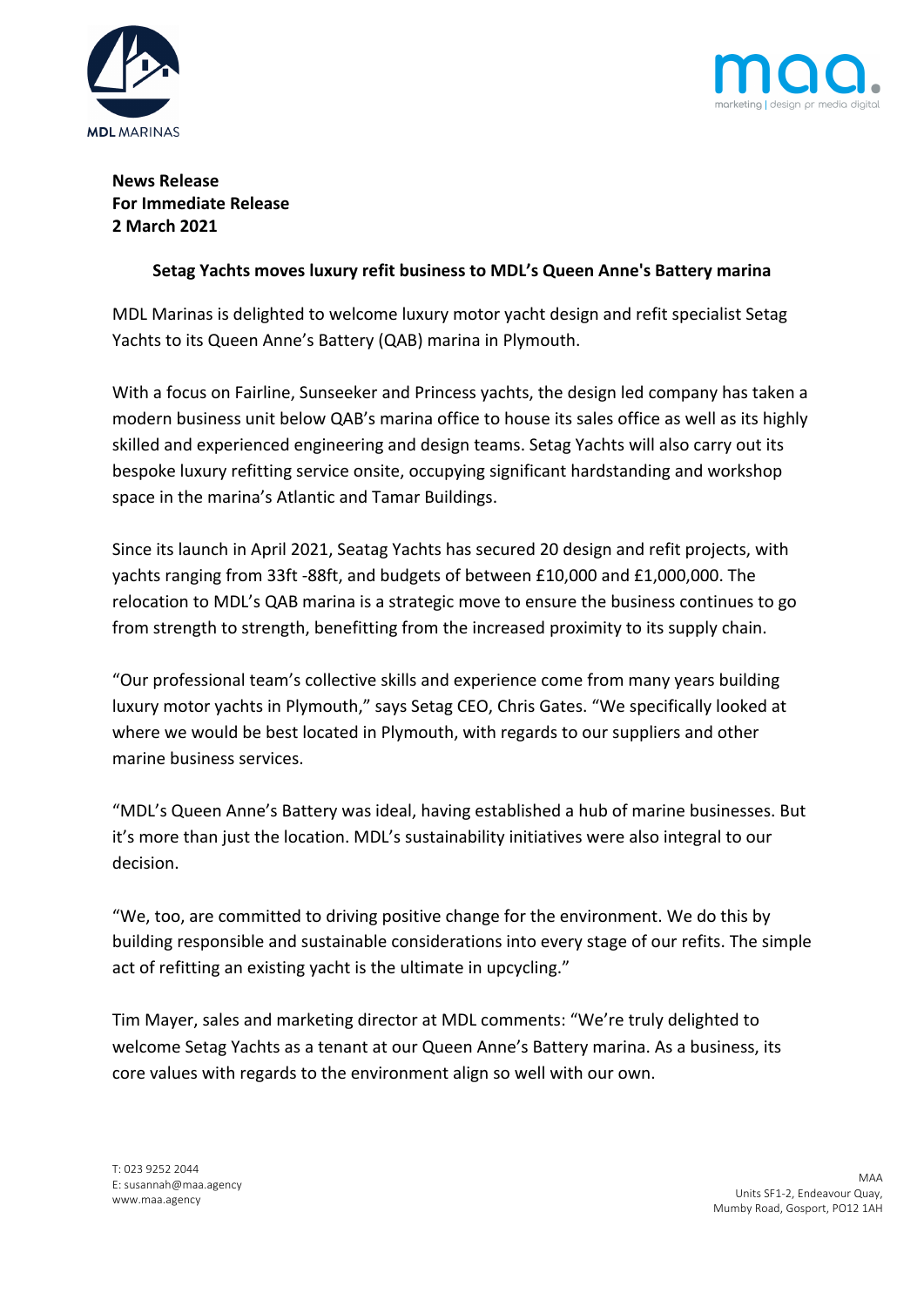**News Release**
**For Immediate Release**
**2 March 2021**

**Setag Yachts moves luxury refit business to MDL's Queen Anne's Battery marina**

MDL Marinas is delighted to welcome luxury motor yacht design and refit specialist Setag Yachts to its Queen Anne's Battery (QAB) marina in Plymouth.

With a focus on Fairline, Sunseeker and Princess yachts, the design led company has taken a modern business unit below QAB's marina office to house its sales office as well as its highly skilled and experienced engineering and design teams. Setag Yachts will also carry out its bespoke luxury refitting service onsite, occupying significant hardstanding and workshop space in the marina's Atlantic and Tamar Buildings.

Since its launch in April 2021, Seatag Yachts has secured 20 design and refit projects, with yachts ranging from 33ft -88ft, and budgets of between £10,000 and £1,000,000. The relocation to MDL's QAB marina is a strategic move to ensure the business continues to go from strength to strength, benefitting from the increased proximity to its supply chain.

"Our professional team's collective skills and experience come from many years building luxury motor yachts in Plymouth," says Setag CEO, Chris Gates. "We specifically looked at where we would be best located in Plymouth, with regards to our suppliers and other marine business services.

"MDL's Queen Anne's Battery was ideal, having established a hub of marine businesses. But it's more than just the location. MDL's sustainability initiatives were also integral to our decision.

"We, too, are committed to driving positive change for the environment. We do this by building responsible and sustainable considerations into every stage of our refits. The simple act of refitting an existing yacht is the ultimate in upcycling."

Tim Mayer, sales and marketing director at MDL comments: "We're truly delighted to welcome Setag Yachts as a tenant at our Queen Anne's Battery marina. As a business, its core values with regards to the environment align so well with our own.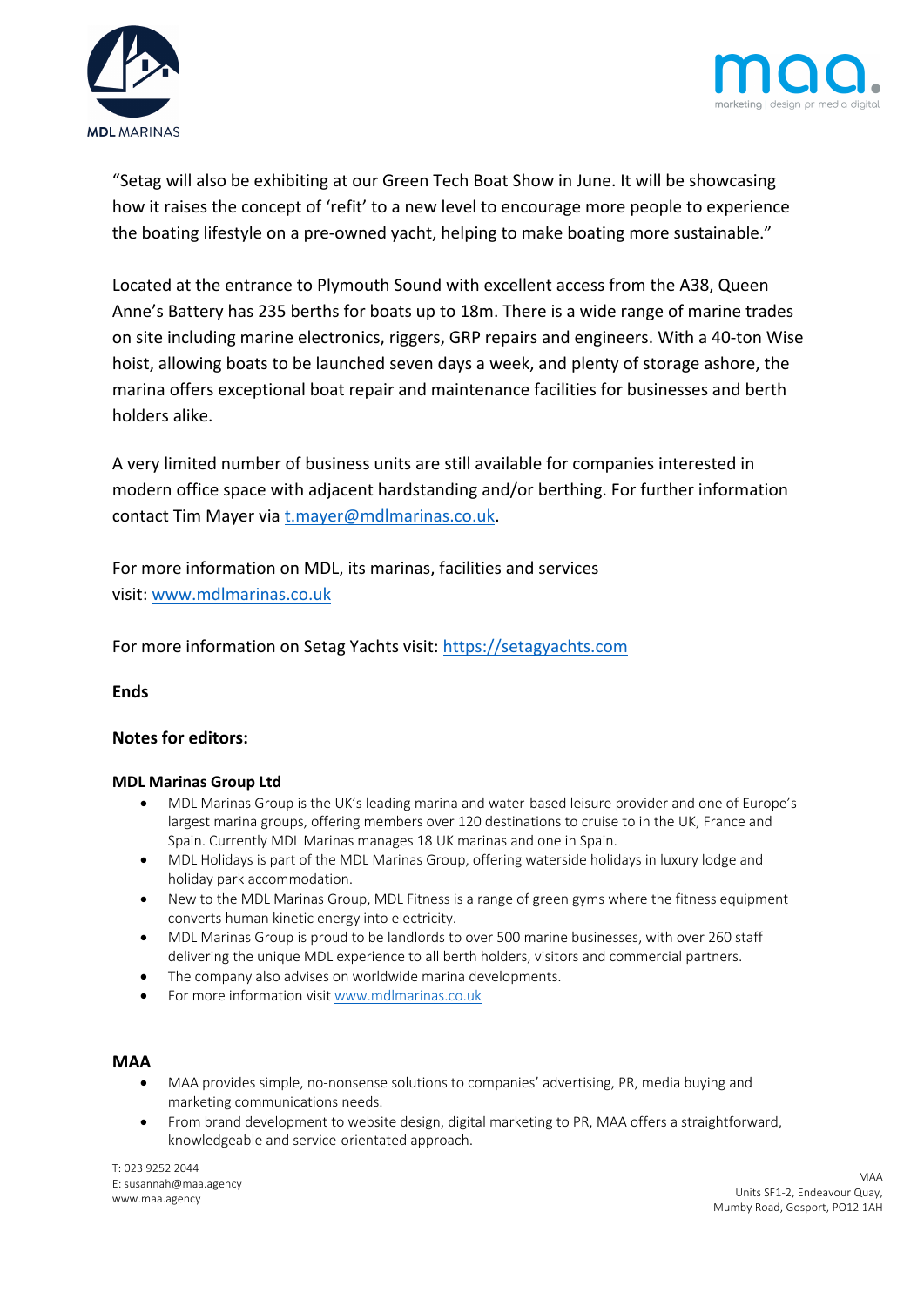"Setag will also be exhibiting at our Green Tech Boat Show in June. It will be showcasing how it raises the concept of 'refit' to a new level to encourage more people to experience the boating lifestyle on a pre-owned yacht, helping to make boating more sustainable."

Located at the entrance to Plymouth Sound with excellent access from the A38, Queen Anne's Battery has 235 berths for boats up to 18m. There is a wide range of marine trades on site including marine electronics, riggers, GRP repairs and engineers. With a 40-ton Wise hoist, allowing boats to be launched seven days a week, and plenty of storage ashore, the marina offers exceptional boat repair and maintenance facilities for businesses and berth holders alike.

A very limited number of business units are still available for companies interested in modern office space with adjacent hardstanding and/or berthing. For further information contact Tim Mayer via t.mayer@mdlmarinas.co.uk.

For more information on MDL, its marinas, facilities and services visit: www.mdlmarinas.co.uk

For more information on Setag Yachts visit: https://setagyachts.com

**Ends**

**Notes for editors:**

**MDL Marinas Group Ltd**

- MDL Marinas Group is the UK's leading marina and water-based leisure provider and one of Europe's largest marina groups, offering members over 120 destinations to cruise to in the UK, France and Spain. Currently MDL Marinas manages 18 UK marinas and one in Spain.
- MDL Holidays is part of the MDL Marinas Group, offering waterside holidays in luxury lodge and holiday park accommodation.
- New to the MDL Marinas Group, MDL Fitness is a range of green gyms where the fitness equipment converts human kinetic energy into electricity.
- MDL Marinas Group is proud to be landlords to over 500 marine businesses, with over 260 staff delivering the unique MDL experience to all berth holders, visitors and commercial partners.
- The company also advises on worldwide marina developments.
- For more information visit www.mdlmarinas.co.uk

**MAA**

- MAA provides simple, no-nonsense solutions to companies' advertising, PR, media buying and marketing communications needs.
- From brand development to website design, digital marketing to PR, MAA offers a straightforward, knowledgeable and service-orientated approach.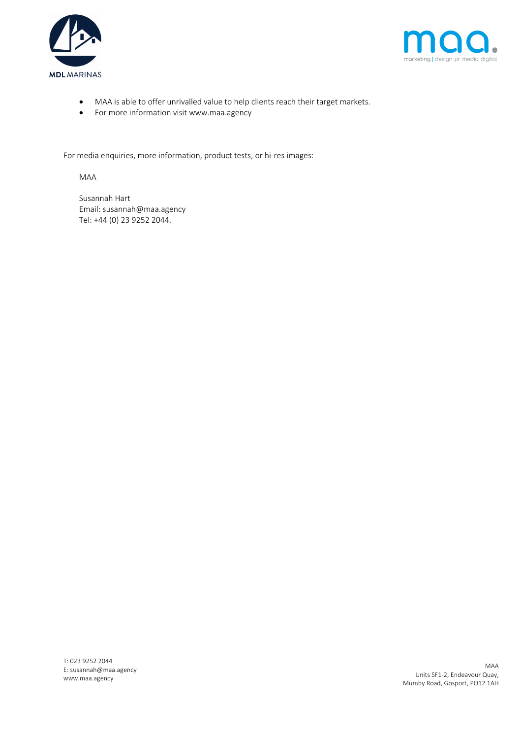- MAA is able to offer unrivalled value to help clients reach their target markets.
- For more information visit www.maa.agency

For media enquiries, more information, product tests, or hi-res images:

MAA

Susannah Hart
Email: susannah@maa.agency
Tel: +44 (0) 23 9252 2044.